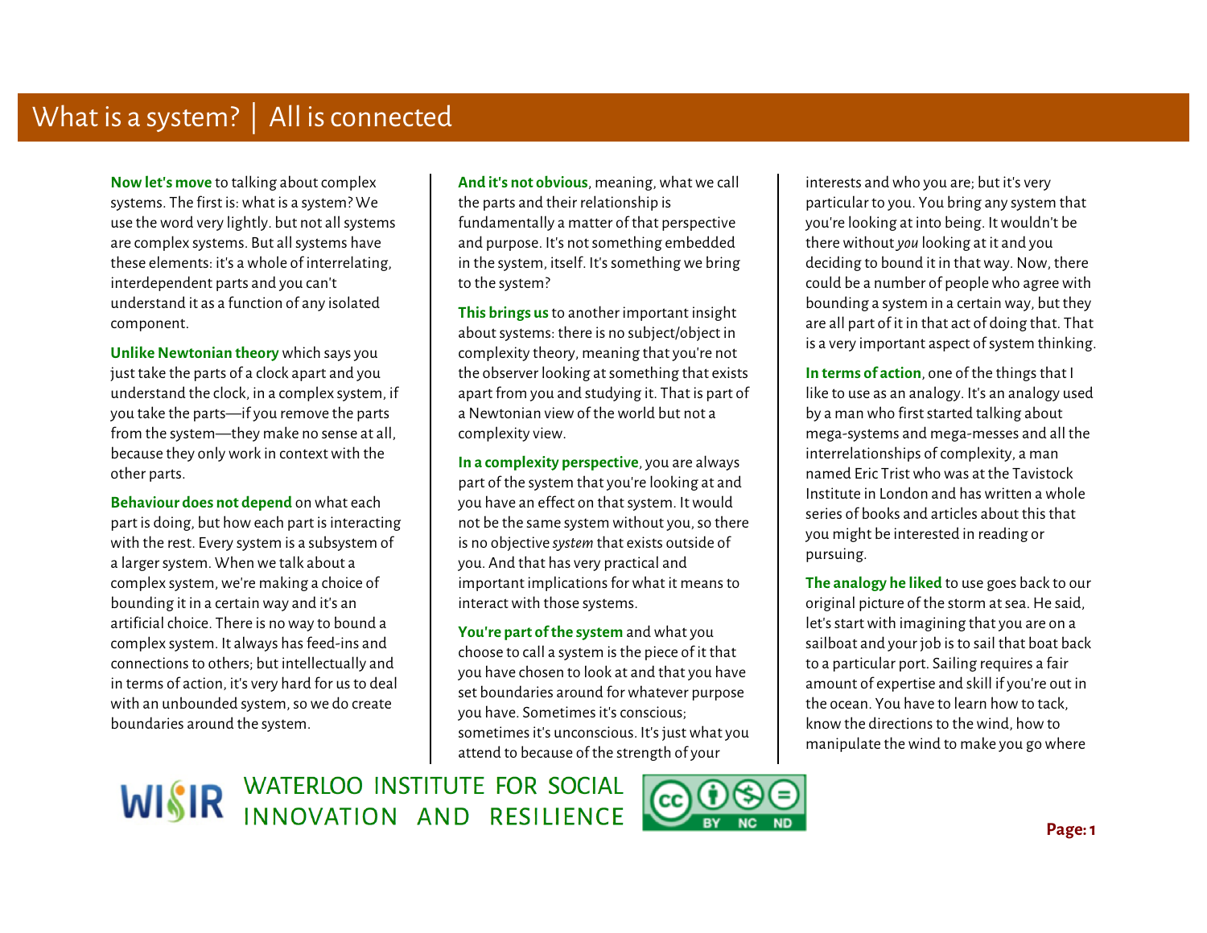# What is a system? | All is connected

**Now let's move** to talking about complex systems. The first is: what is a system? We use the word very lightly. but not all systems are complex systems. But all systems have these elements: it's a whole of interrelating, interdependent parts and you can't understand it as a function of any isolated component.

**Unlike Newtonian theory** which says you just take the parts of a clock apart and you understand the clock, in a complex system, if you take the parts—if you remove the parts from the system—they make no sense at all, because they only work in context with the other parts.

**Behaviour does not depend** on what each part is doing, but how each part is interacting with the rest. Every system is a subsystem of a larger system. When we talk about a complex system, we're making a choice of bounding it in a certain way and it's an artificial choice. There is no way to bound a complex system. It always has feed-ins and connections to others; but intellectually and in terms of action, it's very hard for us to deal with an unbounded system, so we do create boundaries around the system.

**And it's not obvious**, meaning, what we call the parts and their relationship is fundamentally a matter of that perspective and purpose. It's not something embedded in the system, itself. It's something we bring to the system?

**This brings us** to another important insight about systems: there is no subject/object in complexity theory, meaning that you're not the observer looking at something that exists apart from you and studying it. That is part of a Newtonian view of the world but not a complexity view.

**In a complexity perspective**, you are always part of the system that you're looking at and you have an effect on that system. It would not be the same system without you, so there is no objective *system* that exists outside of you. And that has very practical and important implications for what it means to interact with those systems.

**You're part of the system** and what you choose to call a system is the piece of it that you have chosen to look at and that you have set boundaries around for whatever purpose you have. Sometimes it's conscious; sometimes it's unconscious. It's just what you attend to because of the strength of your interests and who you are; but it's very particular to you. You bring any system that you're looking at into being. It wouldn't be there without *you* looking at it and you deciding to bound it in that way. Now, there could be a number of people who agree with bounding a system in a certain way, but they are all part of it in that act of doing that. That is a very important aspect of system thinking.

**In terms of action**, one of the things that I like to use as an analogy. It's an analogy used by a man who first started talking about mega-systems and mega-messes and all the interrelationships of complexity, a man named Eric Trist who was at the Tavistock Institute in London and has written a whole series of books and articles about this that you might be interested in reading or pursuing.

**The analogy he liked** to use goes back to our original picture of the storm at sea. He said, let's start with imagining that you are on a sailboat and your job is to sail that boat back to a particular port. Sailing requires a fair amount of expertise and skill if you're out in the ocean. You have to learn how to tack, know the directions to the wind, how to manipulate the wind to make you go where

WATERLOO INSTITUTE FOR SOCIAL INNOVATION AND RESILIENCE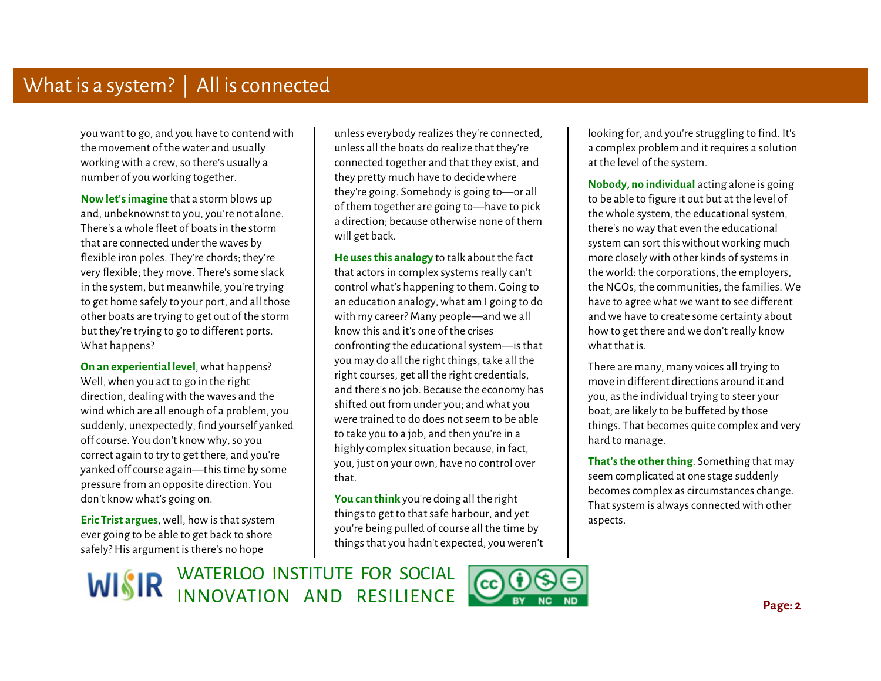you want to go, and you have to contend with the movement of the water and usually working with a crew, so there's usually a number of you working together.

**Now let's imagine** that a storm blows up and, unbeknownst to you, you're not alone. There's a whole fleet of boats in the storm that are connected under the waves by flexible iron poles. They're chords; they're very flexible; they move. There's some slack in the system, but meanwhile, you're trying to get home safely to your port, and all those other boats are trying to get out of the storm but they're trying to go to different ports. What happens?

**On an experiential level**, what happens? Well, when you act to go in the right direction, dealing with the waves and the wind which are all enough of a problem, you suddenly, unexpectedly, find yourself yanked off course. You don't know why, so you correct again to try to get there, and you're yanked off course again—this time by some pressure from an opposite direction. You don't know what's going on.

**Eric Trist argues**, well, how is that system ever going to be able to get back to shore safely? His argument is there's no hope unless everybody realizes they're connected, unless all the boats do realize that they're connected together and that they exist, and they pretty much have to decide where they're going. Somebody is going to—or all of them together are going to—have to pick a direction; because otherwise none of them will get back.

**He uses this analogy** to talk about the fact that actors in complex systems really can't control what's happening to them. Going to an education analogy, what am I going to do with my career? Many people—and we all know this and it's one of the crises confronting the educational system—is that you may do all the right things, take all the right courses, get all the right credentials, and there's no job. Because the economy has shifted out from under you; and what you were trained to do does not seem to be able to take you to a job, and then you're in a highly complex situation because, in fact, you, just on your own, have no control over that.

**You can think** you're doing all the right things to get to that safe harbour, and yet you're being pulled of course all the time by things that you hadn't expected, you weren't looking for, and you're struggling to find. It's a complex problem and it requires a solution at the level of the system.

**Nobody, no individual** acting alone is going to be able to figure it out but at the level of the whole system, the educational system, there's no way that even the educational system can sort this without working much more closely with other kinds of systems in the world: the corporations, the employers, the NGOs, the communities, the families. We have to agree what we want to see different and we have to create some certainty about how to get there and we don't really know what that is.

There are many, many voices all trying to move in different directions around it and you, as the individual trying to steer your boat, are likely to be buffeted by those things. That becomes quite complex and very hard to manage.

**That's the other thing**. Something that may seem complicated at one stage suddenly becomes complex as circumstances change. That system is always connected with other aspects.